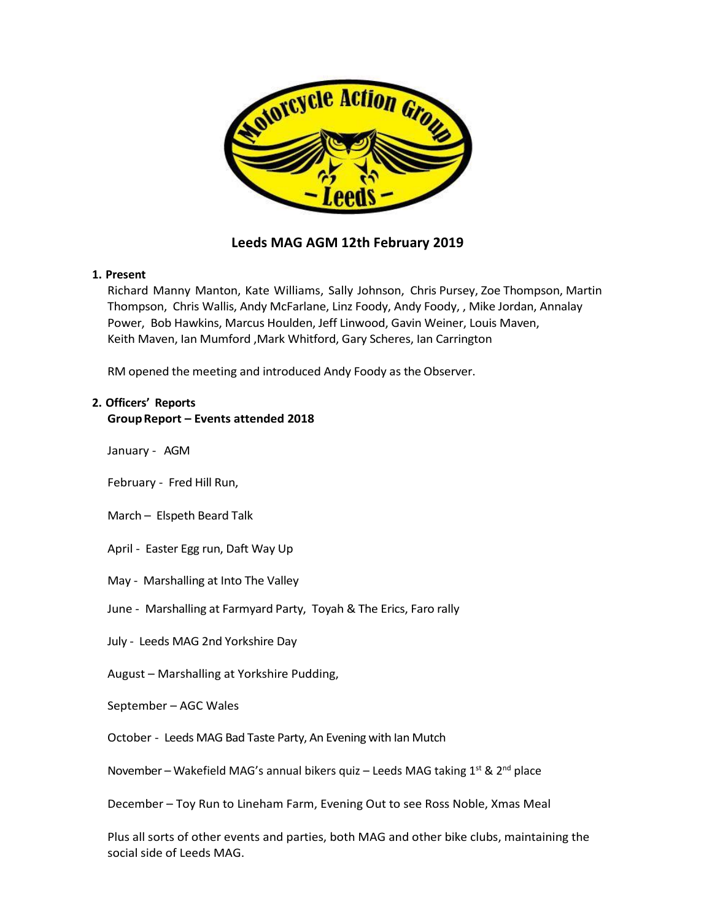# Leeds MAG AGM 12th February 2019

**1. Present**

Richard Manny Manton, Kate Williams, Sally Johnson, Chris Pursey, Zoe Thompson, Martin Thompson, Chris Wallis, Andy McFarlane, Linz Foody, Andy Foody, , Mike Jordan, Annalay Power, Bob Hawkins, Marcus Houlden, Jeff Linwood, Gavin Weiner, Louis Maven, Keith Maven, Ian Mumford ,Mark Whitford, Gary Scheres, Ian Carrington

RM opened the meeting and introduced Andy Foody as the Observer.

**2. Officers' Reports**

**Group Report – Events attended 2018**

January - AGM

February - Fred Hill Run,

March – Elspeth Beard Talk

April - Easter Egg run, Daft Way Up

May - Marshalling at Into The Valley

June - Marshalling at Farmyard Party, Toyah & The Erics, Faro rally

July - Leeds MAG 2nd Yorkshire Day

August – Marshalling at Yorkshire Pudding,

September – AGC Wales

October - Leeds MAG Bad Taste Party, An Evening with Ian Mutch

November – Wakefield MAG's annual bikers quiz – Leeds MAG taking 1st & 2nd place

December – Toy Run to Lineham Farm, Evening Out to see Ross Noble, Xmas Meal

Plus all sorts of other events and parties, both MAG and other bike clubs, maintaining the social side of Leeds MAG.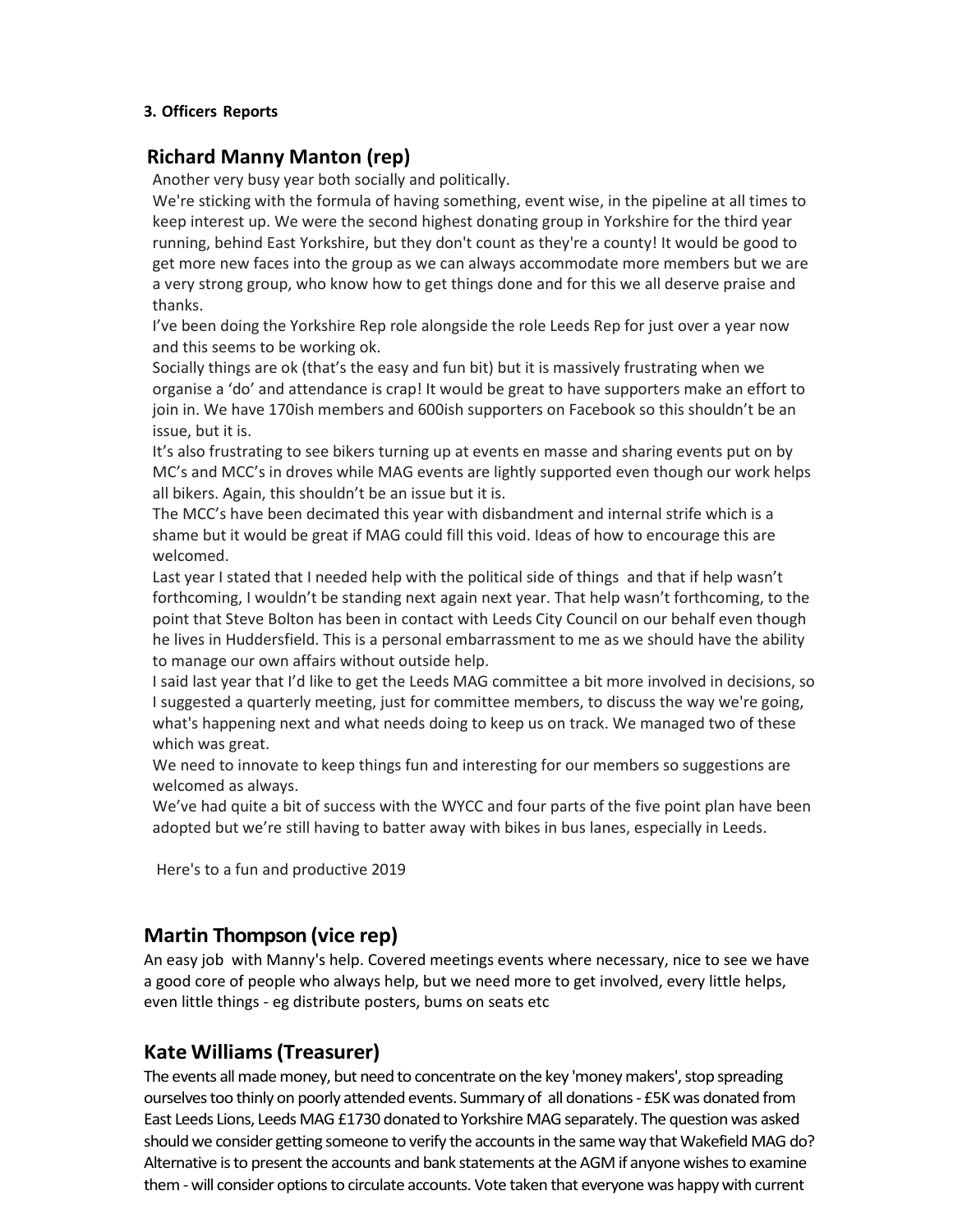**3. Officers Reports**

## Richard Manny Manton (rep)

Another very busy year both socially and politically.

We're sticking with the formula of having something, event wise, in the pipeline at all times to keep interest up. We were the second highest donating group in Yorkshire for the third year running, behind East Yorkshire, but they don't count as they're a county! It would be good to get more new faces into the group as we can always accommodate more members but we are a very strong group, who know how to get things done and for this we all deserve praise and thanks.

I've been doing the Yorkshire Rep role alongside the role Leeds Rep for just over a year now and this seems to be working ok.

Socially things are ok (that's the easy and fun bit) but it is massively frustrating when we organise a 'do' and attendance is crap! It would be great to have supporters make an effort to join in. We have 170ish members and 600ish supporters on Facebook so this shouldn't be an issue, but it is.

It's also frustrating to see bikers turning up at events en masse and sharing events put on by MC's and MCC's in droves while MAG events are lightly supported even though our work helps all bikers. Again, this shouldn't be an issue but it is.

The MCC's have been decimated this year with disbandment and internal strife which is a shame but it would be great if MAG could fill this void. Ideas of how to encourage this are welcomed.

Last year I stated that I needed help with the political side of things and that if help wasn't forthcoming, I wouldn't be standing next again next year. That help wasn't forthcoming, to the point that Steve Bolton has been in contact with Leeds City Council on our behalf even though he lives in Huddersfield. This is a personal embarrassment to me as we should have the ability to manage our own affairs without outside help.

I said last year that I'd like to get the Leeds MAG committee a bit more involved in decisions, so I suggested a quarterly meeting, just for committee members, to discuss the way we're going, what's happening next and what needs doing to keep us on track. We managed two of these which was great.

We need to innovate to keep things fun and interesting for our members so suggestions are welcomed as always.

We've had quite a bit of success with the WYCC and four parts of the five point plan have been adopted but we're still having to batter away with bikes in bus lanes, especially in Leeds.

Here's to a fun and productive 2019

## Martin Thompson (vice rep)

An easy job with Manny's help. Covered meetings events where necessary, nice to see we have a good core of people who always help, but we need more to get involved, every little helps, even little things - eg distribute posters, bums on seats etc

## Kate Williams (Treasurer)

The events all made money, but need to concentrate on the key 'money makers', stop spreading ourselves too thinly on poorly attended events. Summary of all donations - £5K was donated from East Leeds Lions, Leeds MAG £1730 donated to Yorkshire MAG separately. The question was asked should we consider getting someone to verify the accounts in the same way that Wakefield MAG do? Alternative is to present the accounts and bank statements at the AGM if anyone wishes to examine them - will consider options to circulate accounts. Vote taken that everyone was happy with current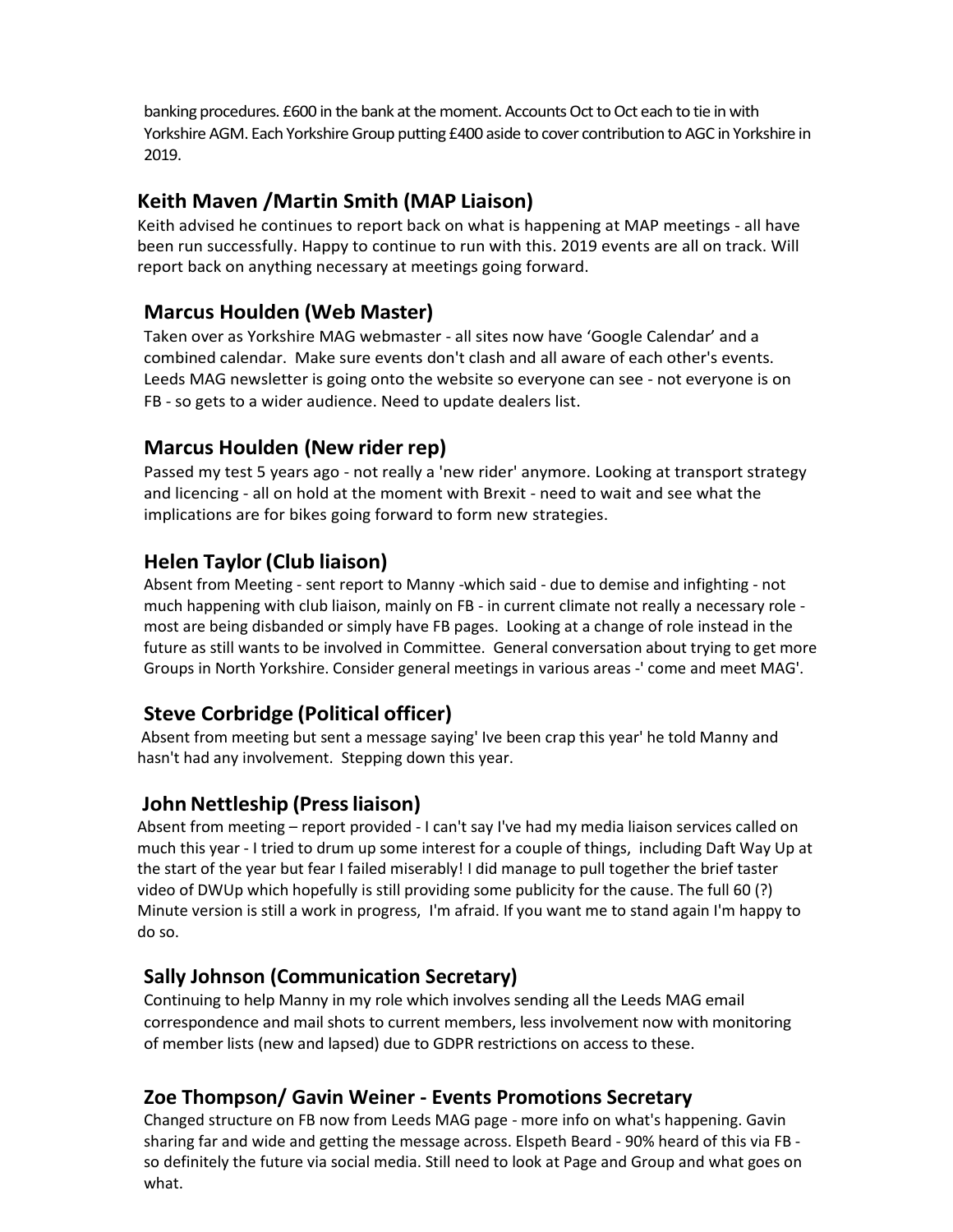banking procedures. £600 in the bank at the moment. Accounts Oct to Oct each to tie in with Yorkshire AGM. Each Yorkshire Group putting £400 aside to cover contribution to AGC in Yorkshire in 2019.

## Keith Maven /Martin Smith (MAP Liaison)

Keith advised he continues to report back on what is happening at MAP meetings - all have been run successfully. Happy to continue to run with this. 2019 events are all on track. Will report back on anything necessary at meetings going forward.

## Marcus Houlden (Web Master)

Taken over as Yorkshire MAG webmaster - all sites now have 'Google Calendar' and a combined calendar. Make sure events don't clash and all aware of each other's events. Leeds MAG newsletter is going onto the website so everyone can see - not everyone is on FB - so gets to a wider audience. Need to update dealers list.

## Marcus Houlden (New rider rep)

Passed my test 5 years ago - not really a 'new rider' anymore. Looking at transport strategy and licencing - all on hold at the moment with Brexit - need to wait and see what the implications are for bikes going forward to form new strategies.

## Helen Taylor (Club liaison)

Absent from Meeting - sent report to Manny -which said - due to demise and infighting - not much happening with club liaison, mainly on FB - in current climate not really a necessary role - most are being disbanded or simply have FB pages. Looking at a change of role instead in the future as still wants to be involved in Committee. General conversation about trying to get more Groups in North Yorkshire. Consider general meetings in various areas -' come and meet MAG'.

## Steve Corbridge (Political officer)

Absent from meeting but sent a message saying' Ive been crap this year' he told Manny and hasn't had any involvement. Stepping down this year.

## John Nettleship (Press liaison)

Absent from meeting – report provided - I can't say I've had my media liaison services called on much this year - I tried to drum up some interest for a couple of things, including Daft Way Up at the start of the year but fear I failed miserably! I did manage to pull together the brief taster video of DWUp which hopefully is still providing some publicity for the cause. The full 60 (?) Minute version is still a work in progress, I'm afraid. If you want me to stand again I'm happy to do so.

## Sally Johnson (Communication Secretary)

Continuing to help Manny in my role which involves sending all the Leeds MAG email correspondence and mail shots to current members, less involvement now with monitoring of member lists (new and lapsed) due to GDPR restrictions on access to these.

## Zoe Thompson/ Gavin Weiner - Events Promotions Secretary

Changed structure on FB now from Leeds MAG page - more info on what's happening. Gavin sharing far and wide and getting the message across. Elspeth Beard - 90% heard of this via FB - so definitely the future via social media. Still need to look at Page and Group and what goes on what.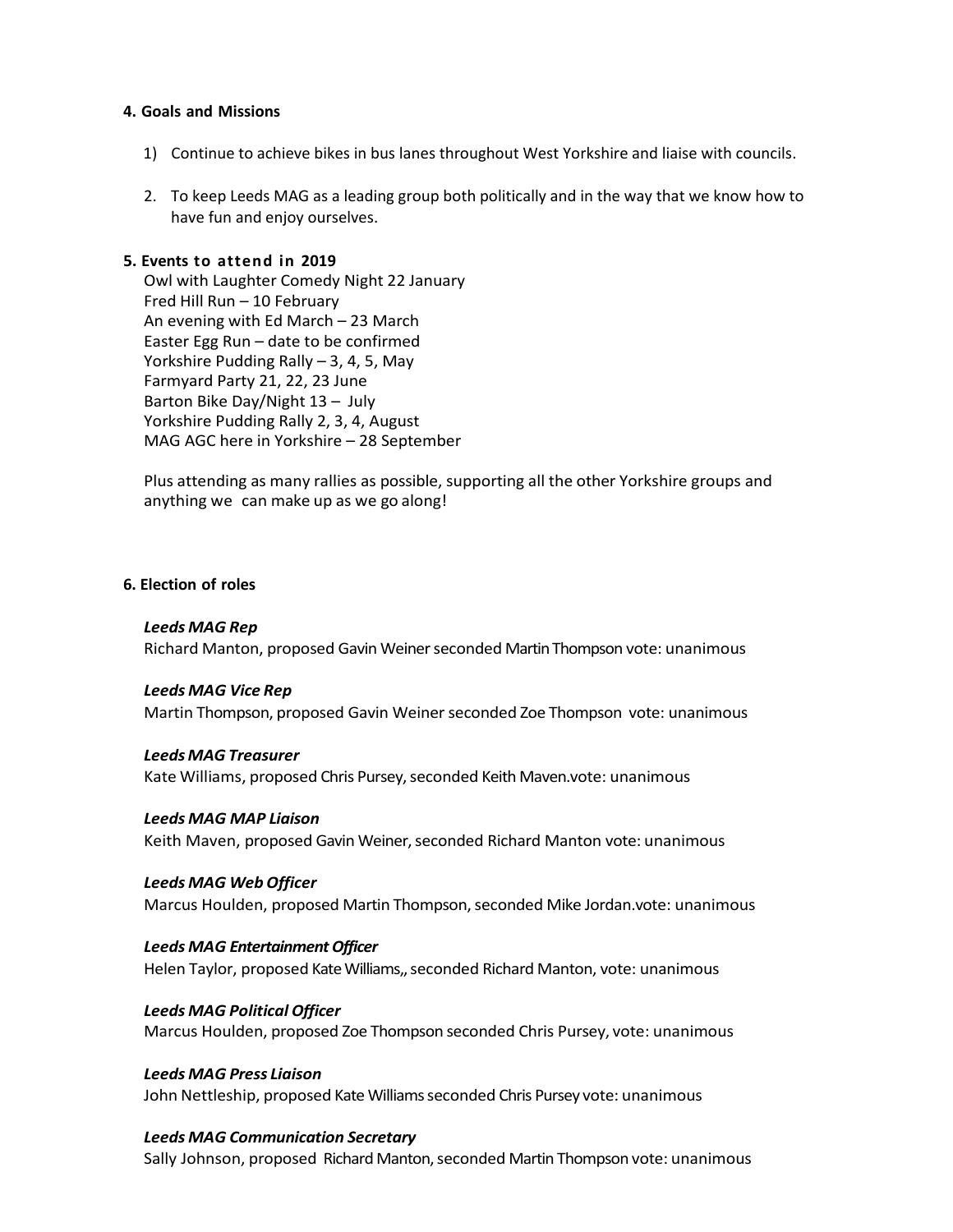#### 4. Goals and Missions

1) Continue to achieve bikes in bus lanes throughout West Yorkshire and liaise with councils.

2. To keep Leeds MAG as a leading group both politically and in the way that we know how to have fun and enjoy ourselves.

#### 5. Events to attend in 2019

Owl with Laughter Comedy Night 22 January
Fred Hill Run – 10 February
An evening with Ed March – 23 March
Easter Egg Run – date to be confirmed
Yorkshire Pudding Rally – 3, 4, 5, May
Farmyard Party 21, 22, 23 June
Barton Bike Day/Night 13 – July
Yorkshire Pudding Rally 2, 3, 4, August
MAG AGC here in Yorkshire – 28 September

Plus attending as many rallies as possible, supporting all the other Yorkshire groups and anything we can make up as we go along!

#### 6. Election of roles

***Leeds MAG Rep***
Richard Manton, proposed Gavin Weiner seconded Martin Thompson vote: unanimous

***Leeds MAG Vice Rep***
Martin Thompson, proposed Gavin Weiner seconded Zoe Thompson vote: unanimous

***Leeds MAG Treasurer***
Kate Williams, proposed Chris Pursey, seconded Keith Maven.vote: unanimous

***Leeds MAG MAP Liaison***
Keith Maven, proposed Gavin Weiner, seconded Richard Manton vote: unanimous

***Leeds MAG Web Officer***
Marcus Houlden, proposed Martin Thompson, seconded Mike Jordan.vote: unanimous

***Leeds MAG Entertainment Officer***
Helen Taylor, proposed Kate Williams,, seconded Richard Manton, vote: unanimous

***Leeds MAG Political Officer***
Marcus Houlden, proposed Zoe Thompson seconded Chris Pursey, vote: unanimous

***Leeds MAG Press Liaison***
John Nettleship, proposed Kate Williams seconded Chris Pursey vote: unanimous

***Leeds MAG Communication Secretary***
Sally Johnson, proposed Richard Manton, seconded Martin Thompson vote: unanimous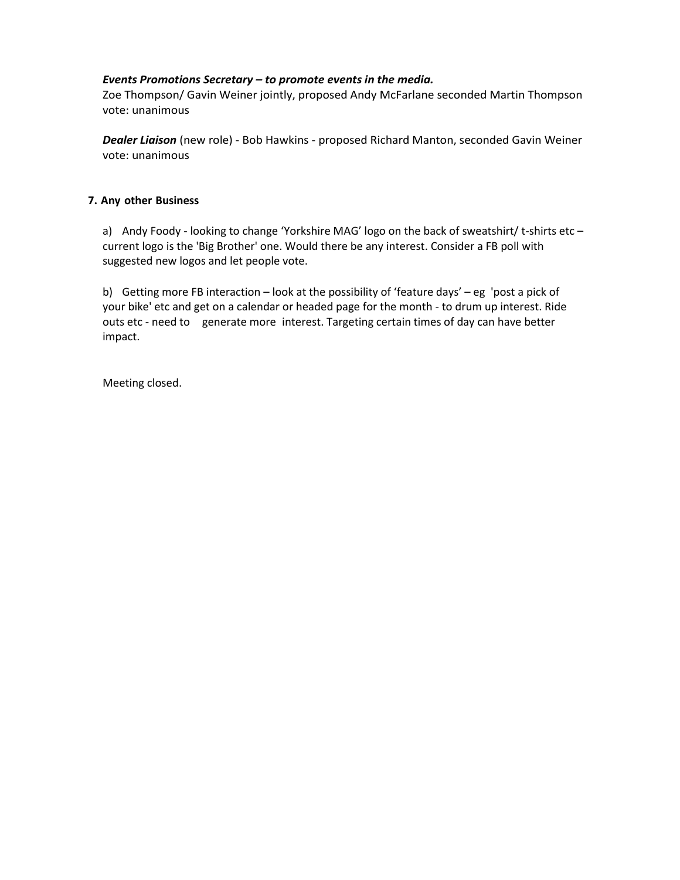***Events Promotions Secretary – to promote events in the media.***
Zoe Thompson/ Gavin Weiner jointly, proposed Andy McFarlane seconded Martin Thompson vote: unanimous

***Dealer Liaison*** (new role) - Bob Hawkins - proposed Richard Manton, seconded Gavin Weiner vote: unanimous

**7. Any other Business**

a) Andy Foody - looking to change 'Yorkshire MAG' logo on the back of sweatshirt/ t-shirts etc – current logo is the 'Big Brother' one. Would there be any interest. Consider a FB poll with suggested new logos and let people vote.

b) Getting more FB interaction – look at the possibility of 'feature days' – eg 'post a pick of your bike' etc and get on a calendar or headed page for the month - to drum up interest. Ride outs etc - need to generate more interest. Targeting certain times of day can have better impact.

Meeting closed.